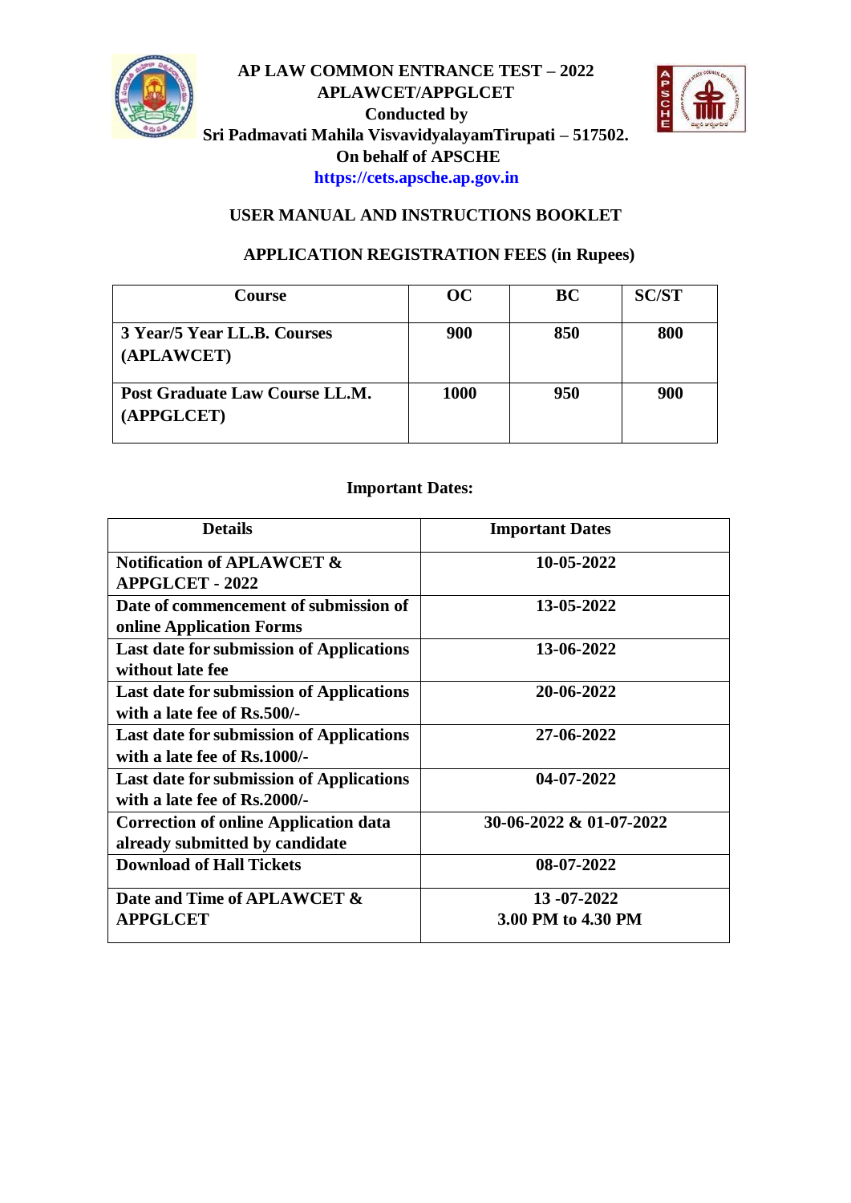# AP LAW COMMON ENTRANCE TEST – 2022

## APLAWCET/APPGLCET

**Conducted by**

**Sri Padmavati Mahila VisvavidyalayamTirupati – 517502.**

**On behalf of APSCHE**

**https://cets.apsche.ap.gov.in**

## USER MANUAL AND INSTRUCTIONS BOOKLET

### APPLICATION REGISTRATION FEES (in Rupees)

| Course | OC | BC | SC/ST |
|---|---|---|---|
| **3 Year/5 Year LL.B. Courses (APLAWCET)** | **900** | **850** | **800** |
| **Post Graduate Law Course LL.M. (APPGLCET)** | **1000** | **950** | **900** |

### Important Dates:

| Details | Important Dates |
|---|---|
| **Notification of APLAWCET & APPGLCET - 2022** | **10-05-2022** |
| **Date of commencement of submission of online Application Forms** | **13-05-2022** |
| **Last date for submission of Applications without late fee** | **13-06-2022** |
| **Last date for submission of Applications with a late fee of Rs.500/-** | **20-06-2022** |
| **Last date for submission of Applications with a late fee of Rs.1000/-** | **27-06-2022** |
| **Last date for submission of Applications with a late fee of Rs.2000/-** | **04-07-2022** |
| **Correction of online Application data already submitted by candidate** | **30-06-2022 & 01-07-2022** |
| **Download of Hall Tickets** | **08-07-2022** |
| **Date and Time of APLAWCET & APPGLCET** | **13 -07-2022 3.00 PM to 4.30 PM** |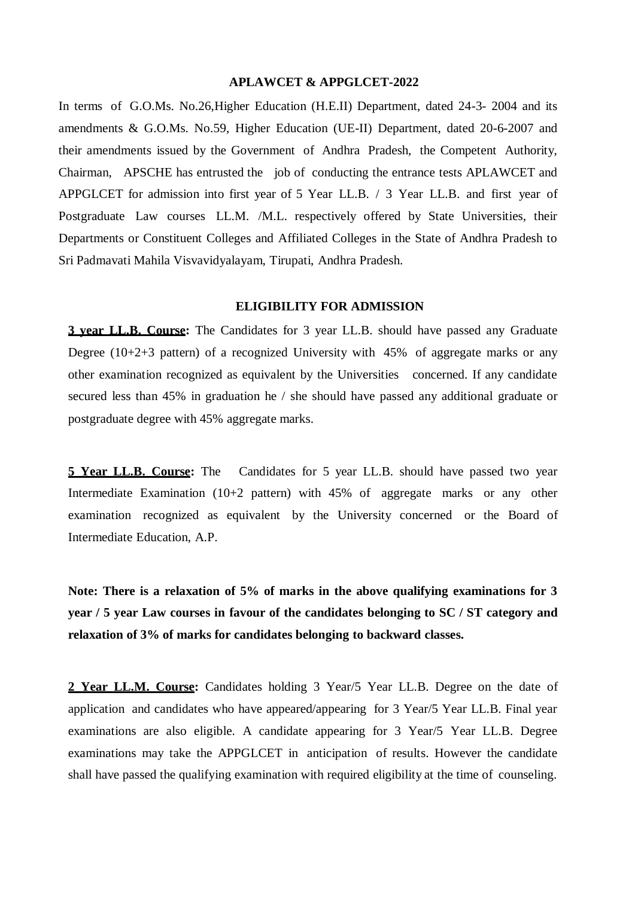## APLAWCET & APPGLCET-2022

In terms of G.O.Ms. No.26,Higher Education (H.E.II) Department, dated 24-3- 2004 and its amendments & G.O.Ms. No.59, Higher Education (UE-II) Department, dated 20-6-2007 and their amendments issued by the Government of Andhra Pradesh, the Competent Authority, Chairman, APSCHE has entrusted the job of conducting the entrance tests APLAWCET and APPGLCET for admission into first year of 5 Year LL.B. / 3 Year LL.B. and first year of Postgraduate Law courses LL.M. /M.L. respectively offered by State Universities, their Departments or Constituent Colleges and Affiliated Colleges in the State of Andhra Pradesh to Sri Padmavati Mahila Visvavidyalayam, Tirupati, Andhra Pradesh.

## ELIGIBILITY FOR ADMISSION

**3 year LL.B. Course:** The Candidates for 3 year LL.B. should have passed any Graduate Degree (10+2+3 pattern) of a recognized University with 45% of aggregate marks or any other examination recognized as equivalent by the Universities concerned. If any candidate secured less than 45% in graduation he / she should have passed any additional graduate or postgraduate degree with 45% aggregate marks.

**5 Year LL.B. Course:** The Candidates for 5 year LL.B. should have passed two year Intermediate Examination (10+2 pattern) with 45% of aggregate marks or any other examination recognized as equivalent by the University concerned or the Board of Intermediate Education, A.P.

**Note: There is a relaxation of 5% of marks in the above qualifying examinations for 3 year / 5 year Law courses in favour of the candidates belonging to SC / ST category and relaxation of 3% of marks for candidates belonging to backward classes.**

**2 Year LL.M. Course:** Candidates holding 3 Year/5 Year LL.B. Degree on the date of application and candidates who have appeared/appearing for 3 Year/5 Year LL.B. Final year examinations are also eligible. A candidate appearing for 3 Year/5 Year LL.B. Degree examinations may take the APPGLCET in anticipation of results. However the candidate shall have passed the qualifying examination with required eligibility at the time of counseling.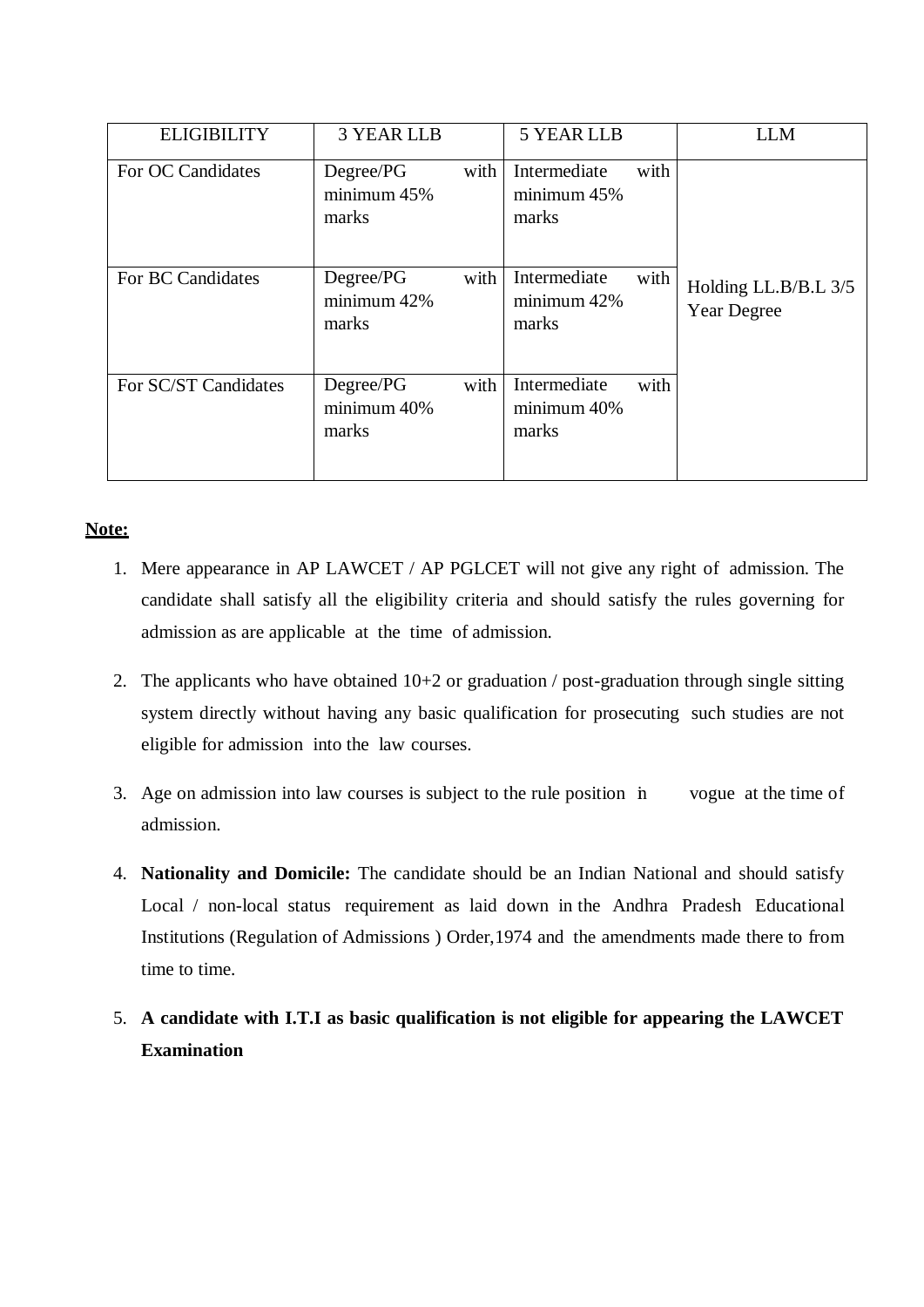| ELIGIBILITY | 3 YEAR LLB | 5 YEAR LLB | LLM |
|---|---|---|---|
| For OC Candidates | Degree/PG with minimum 45% marks | Intermediate with minimum 45% marks | Holding LL.B/B.L 3/5 Year Degree |
| For BC Candidates | Degree/PG with minimum 42% marks | Intermediate with minimum 42% marks | |
| For SC/ST Candidates | Degree/PG with minimum 40% marks | Intermediate with minimum 40% marks | |

**Note:**

1. Mere appearance in AP LAWCET / AP PGLCET will not give any right of admission. The candidate shall satisfy all the eligibility criteria and should satisfy the rules governing for admission as are applicable at the time of admission.

2. The applicants who have obtained 10+2 or graduation / post-graduation through single sitting system directly without having any basic qualification for prosecuting such studies are not eligible for admission into the law courses.

3. Age on admission into law courses is subject to the rule position in vogue at the time of admission.

4. **Nationality and Domicile:** The candidate should be an Indian National and should satisfy Local / non-local status requirement as laid down in the Andhra Pradesh Educational Institutions (Regulation of Admissions ) Order,1974 and the amendments made there to from time to time.

5. **A candidate with I.T.I as basic qualification is not eligible for appearing the LAWCET Examination**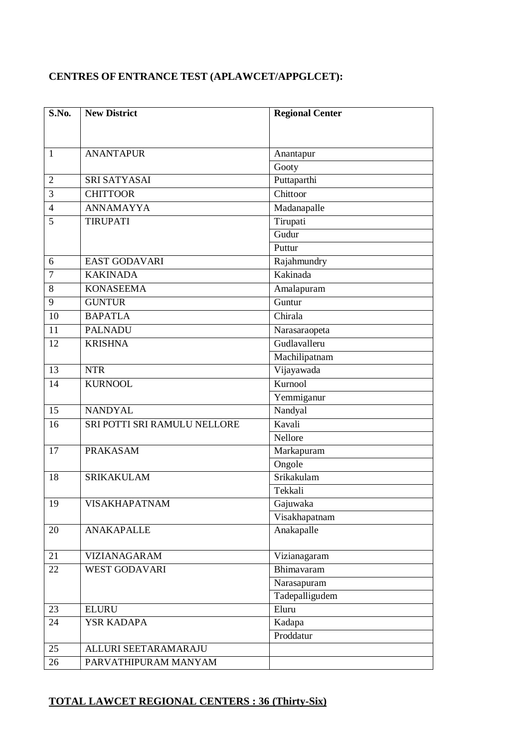**CENTRES OF ENTRANCE TEST (APLAWCET/APPGLCET):**

| S.No. | New District | Regional Center |
|---|---|---|
| 1 | ANANTAPUR | Anantapur |
| | | Gooty |
| 2 | SRI SATYASAI | Puttaparthi |
| 3 | CHITTOOR | Chittoor |
| 4 | ANNAMAYYA | Madanapalle |
| 5 | TIRUPATI | Tirupati |
| | | Gudur |
| | | Puttur |
| 6 | EAST GODAVARI | Rajahmundry |
| 7 | KAKINADA | Kakinada |
| 8 | KONASEEMA | Amalapuram |
| 9 | GUNTUR | Guntur |
| 10 | BAPATLA | Chirala |
| 11 | PALNADU | Narasaraopeta |
| 12 | KRISHNA | Gudlavalleru |
| | | Machilipatnam |
| 13 | NTR | Vijayawada |
| 14 | KURNOOL | Kurnool |
| | | Yemmiganur |
| 15 | NANDYAL | Nandyal |
| 16 | SRI POTTI SRI RAMULU NELLORE | Kavali |
| | | Nellore |
| 17 | PRAKASAM | Markapuram |
| | | Ongole |
| 18 | SRIKAKULAM | Srikakulam |
| | | Tekkali |
| 19 | VISAKHAPATNAM | Gajuwaka |
| | | Visakhapatnam |
| 20 | ANAKAPALLE | Anakapalle |
| 21 | VIZIANAGARAM | Vizianagaram |
| 22 | WEST GODAVARI | Bhimavaram |
| | | Narasapuram |
| | | Tadepalligudem |
| 23 | ELURU | Eluru |
| 24 | YSR KADAPA | Kadapa |
| | | Proddatur |
| 25 | ALLURI SEETARAMARAJU | |
| 26 | PARVATHIPURAM MANYAM | |

**TOTAL LAWCET REGIONAL CENTERS : 36 (Thirty-Six)**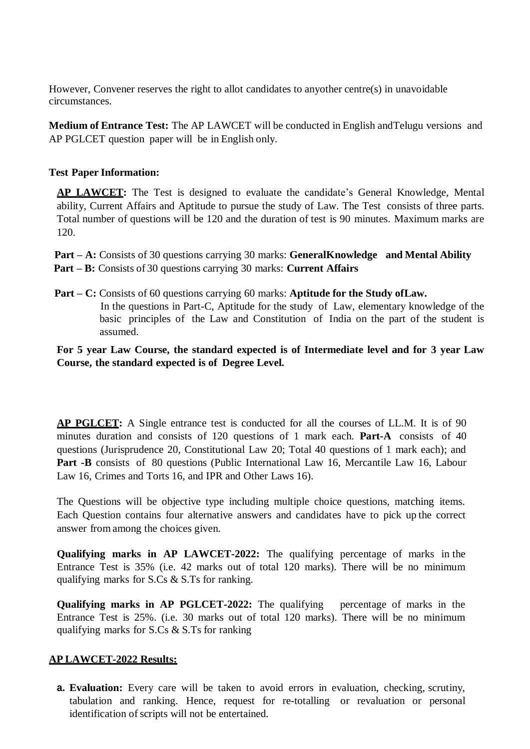However, Convener reserves the right to allot candidates to anyother centre(s) in unavoidable circumstances.

**Medium of Entrance Test:** The AP LAWCET will be conducted in English andTelugu versions and AP PGLCET question paper will be in English only.

**Test Paper Information:**

**AP LAWCET:** The Test is designed to evaluate the candidate's General Knowledge, Mental ability, Current Affairs and Aptitude to pursue the study of Law. The Test consists of three parts. Total number of questions will be 120 and the duration of test is 90 minutes. Maximum marks are 120.

**Part – A:** Consists of 30 questions carrying 30 marks: **GeneralKnowledge and Mental Ability**
**Part – B:** Consists of 30 questions carrying 30 marks: **Current Affairs**

**Part – C:** Consists of 60 questions carrying 60 marks: **Aptitude for the Study ofLaw.**
In the questions in Part-C, Aptitude for the study of Law, elementary knowledge of the basic principles of the Law and Constitution of India on the part of the student is assumed.

**For 5 year Law Course, the standard expected is of Intermediate level and for 3 year Law Course, the standard expected is of Degree Level.**

**AP PGLCET:** A Single entrance test is conducted for all the courses of LL.M. It is of 90 minutes duration and consists of 120 questions of 1 mark each. **Part-A** consists of 40 questions (Jurisprudence 20, Constitutional Law 20; Total 40 questions of 1 mark each); and **Part -B** consists of 80 questions (Public International Law 16, Mercantile Law 16, Labour Law 16, Crimes and Torts 16, and IPR and Other Laws 16).

The Questions will be objective type including multiple choice questions, matching items. Each Question contains four alternative answers and candidates have to pick up the correct answer from among the choices given.

**Qualifying marks in AP LAWCET-2022:** The qualifying percentage of marks in the Entrance Test is 35% (i.e. 42 marks out of total 120 marks). There will be no minimum qualifying marks for S.Cs & S.Ts for ranking.

**Qualifying marks in AP PGLCET-2022:** The qualifying percentage of marks in the Entrance Test is 25%. (i.e. 30 marks out of total 120 marks). There will be no minimum qualifying marks for S.Cs & S.Ts for ranking

**AP LAWCET-2022 Results:**

a. **Evaluation:** Every care will be taken to avoid errors in evaluation, checking, scrutiny, tabulation and ranking. Hence, request for re-totalling or revaluation or personal identification of scripts will not be entertained.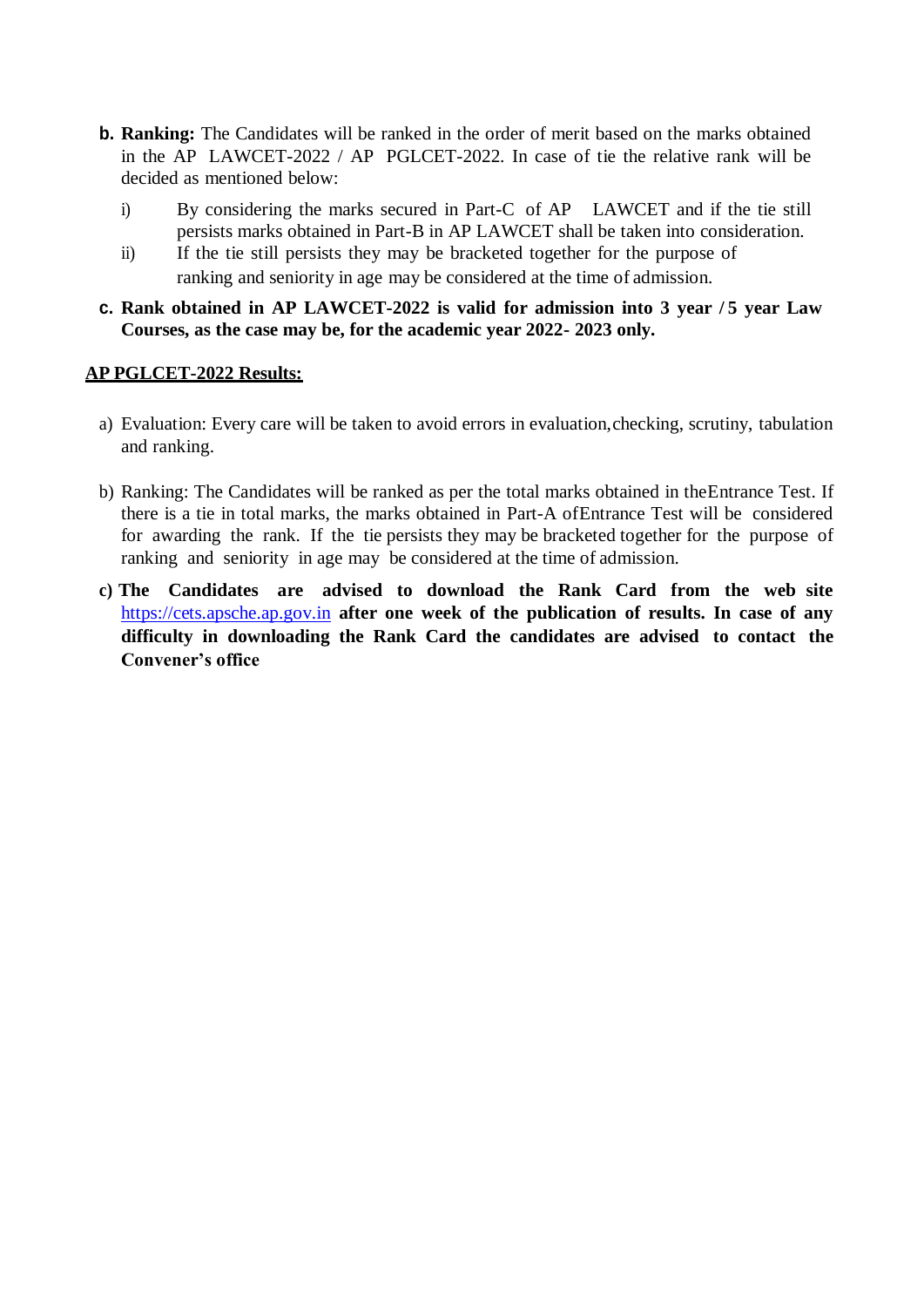**b. Ranking:** The Candidates will be ranked in the order of merit based on the marks obtained in the AP LAWCET-2022 / AP PGLCET-2022. In case of tie the relative rank will be decided as mentioned below:

   i) By considering the marks secured in Part-C of AP LAWCET and if the tie still persists marks obtained in Part-B in AP LAWCET shall be taken into consideration.
   ii) If the tie still persists they may be bracketed together for the purpose of ranking and seniority in age may be considered at the time of admission.

**c. Rank obtained in AP LAWCET-2022 is valid for admission into 3 year / 5 year Law Courses, as the case may be, for the academic year 2022- 2023 only.**

**AP PGLCET-2022 Results:**

a) Evaluation: Every care will be taken to avoid errors in evaluation,checking, scrutiny, tabulation and ranking.

b) Ranking: The Candidates will be ranked as per the total marks obtained in theEntrance Test. If there is a tie in total marks, the marks obtained in Part-A ofEntrance Test will be considered for awarding the rank. If the tie persists they may be bracketed together for the purpose of ranking and seniority in age may be considered at the time of admission.

c) **The Candidates are advised to download the Rank Card from the web site** https://cets.apsche.ap.gov.in **after one week of the publication of results. In case of any difficulty in downloading the Rank Card the candidates are advised to contact the Convener's office**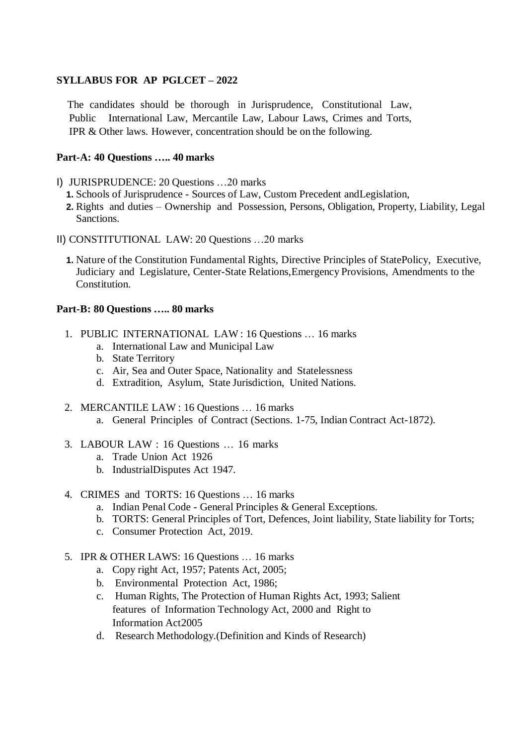**SYLLABUS FOR AP PGLCET – 2022**

The candidates should be thorough in Jurisprudence, Constitutional Law, Public International Law, Mercantile Law, Labour Laws, Crimes and Torts, IPR & Other laws. However, concentration should be on the following.

**Part-A: 40 Questions ….. 40 marks**

I) JURISPRUDENCE: 20 Questions …20 marks

1. Schools of Jurisprudence - Sources of Law, Custom Precedent andLegislation,
2. Rights and duties – Ownership and Possession, Persons, Obligation, Property, Liability, Legal Sanctions.

II) CONSTITUTIONAL LAW: 20 Questions …20 marks

1. Nature of the Constitution Fundamental Rights, Directive Principles of StatePolicy, Executive, Judiciary and Legislature, Center-State Relations,Emergency Provisions, Amendments to the Constitution.

**Part-B: 80 Questions ….. 80 marks**

1. PUBLIC INTERNATIONAL LAW : 16 Questions … 16 marks
   a. International Law and Municipal Law
   b. State Territory
   c. Air, Sea and Outer Space, Nationality and Statelessness
   d. Extradition, Asylum, State Jurisdiction, United Nations.
2. MERCANTILE LAW : 16 Questions … 16 marks
   a. General Principles of Contract (Sections. 1-75, Indian Contract Act-1872).
3. LABOUR LAW : 16 Questions … 16 marks
   a. Trade Union Act 1926
   b. IndustrialDisputes Act 1947.
4. CRIMES and TORTS: 16 Questions … 16 marks
   a. Indian Penal Code - General Principles & General Exceptions.
   b. TORTS: General Principles of Tort, Defences, Joint liability, State liability for Torts;
   c. Consumer Protection Act, 2019.
5. IPR & OTHER LAWS: 16 Questions … 16 marks
   a. Copy right Act, 1957; Patents Act, 2005;
   b. Environmental Protection Act, 1986;
   c. Human Rights, The Protection of Human Rights Act, 1993; Salient features of Information Technology Act, 2000 and Right to Information Act2005
   d. Research Methodology.(Definition and Kinds of Research)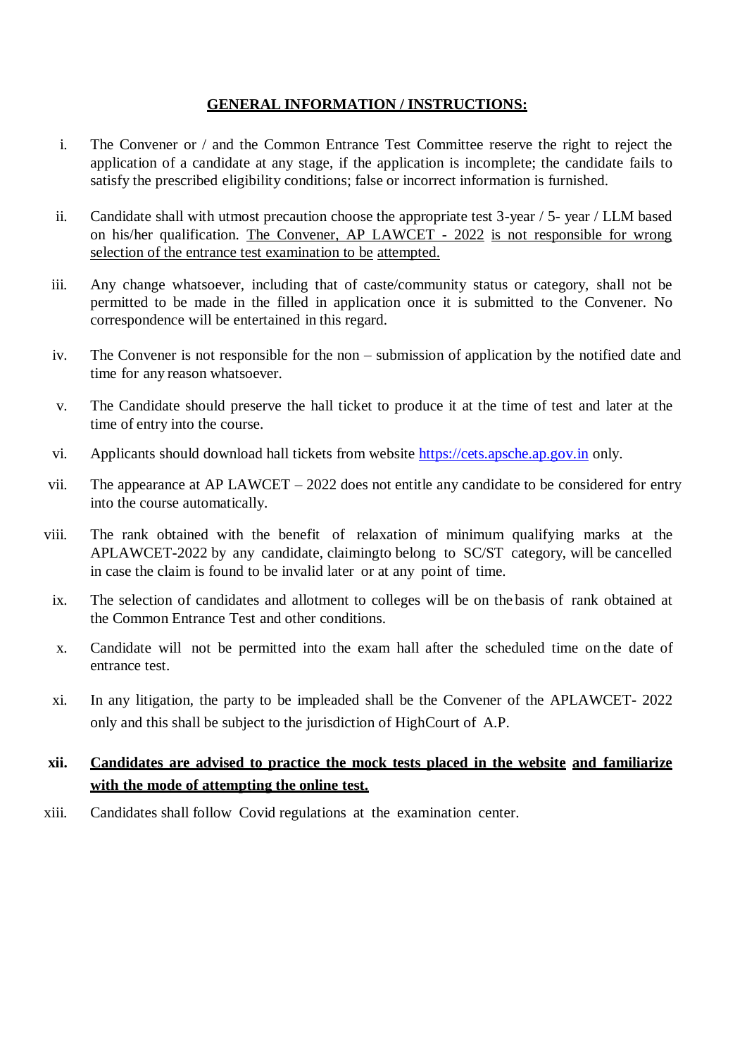## <u>GENERAL INFORMATION / INSTRUCTIONS:</u>

i. The Convener or / and the Common Entrance Test Committee reserve the right to reject the application of a candidate at any stage, if the application is incomplete; the candidate fails to satisfy the prescribed eligibility conditions; false or incorrect information is furnished.

ii. Candidate shall with utmost precaution choose the appropriate test 3-year / 5- year / LLM based on his/her qualification. <u>The Convener, AP LAWCET - 2022 is not responsible for wrong selection of the entrance test examination to be attempted.</u>

iii. Any change whatsoever, including that of caste/community status or category, shall not be permitted to be made in the filled in application once it is submitted to the Convener. No correspondence will be entertained in this regard.

iv. The Convener is not responsible for the non – submission of application by the notified date and time for any reason whatsoever.

v. The Candidate should preserve the hall ticket to produce it at the time of test and later at the time of entry into the course.

vi. Applicants should download hall tickets from website https://cets.apsche.ap.gov.in only.

vii. The appearance at AP LAWCET – 2022 does not entitle any candidate to be considered for entry into the course automatically.

viii. The rank obtained with the benefit of relaxation of minimum qualifying marks at the APLAWCET-2022 by any candidate, claimingto belong to SC/ST category, will be cancelled in case the claim is found to be invalid later or at any point of time.

ix. The selection of candidates and allotment to colleges will be on the basis of rank obtained at the Common Entrance Test and other conditions.

x. Candidate will not be permitted into the exam hall after the scheduled time on the date of entrance test.

xi. In any litigation, the party to be impleaded shall be the Convener of the APLAWCET- 2022 only and this shall be subject to the jurisdiction of HighCourt of A.P.

**xii. <u>Candidates are advised to practice the mock tests placed in the website and familiarize with the mode of attempting the online test.</u>**

xiii. Candidates shall follow Covid regulations at the examination center.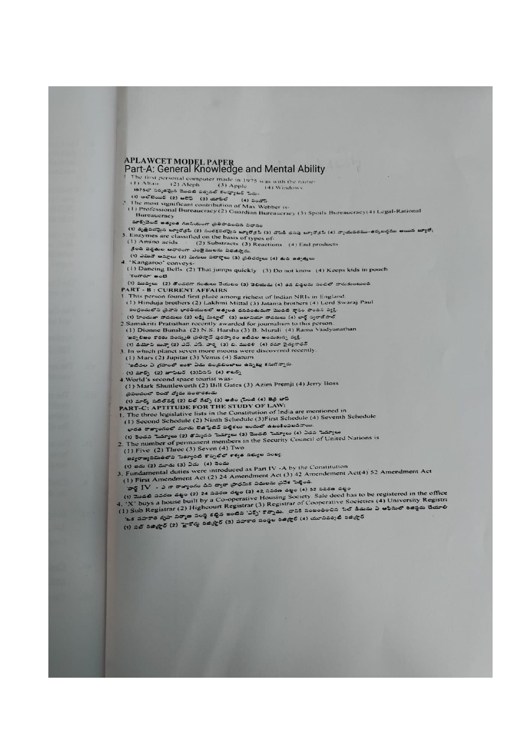# APLAWCET MODEL PAPER

## Part-A: General Knowledge and Mental Ability

1. The first personal computer made in 1975 was with the name-
   (1) Altair (2) Aleph (3) Apple (4) Windows

2. The most significant contribution of Max Webber is-
   (1) Professional Bureaucracy (2) Guardian Bureaucracy (3) Spoils Bureaucracy (4) Legal-Rational Bureaucracy

3. Enzymes are classified on the basis of types of-
   (1) Amino acids (2) Substracts (3) Reactions (4) End products

4. 'Kangaroo' conveys-
   (1) Dancing Bells (2) That jumps quickly (3) Do not know (4) Keeps kids in pouch

## PART - B : CURRENT AFFAIRS

1. This person found first place among richest of Indian NRIs in England.
   (1) Hinduja brothers (2) Lakhmi Mittal (3) Jatania brothers (4) Lord Swaraj Paul

2. Samskriti Pratisthan recently awarded for journalism to this person.
   (1) Dionne Bunsha (2) N.S. Harsha (3) B. Murali (4) Rama Vaidyanathan

3. In which planet seven more moons were discovered recently.
   (1) Mars (2) Jupitar (3) Venus (4) Saturn

4. World's second space tourist was-
   (1) Mark Shuttleworth (2) Bill Gates (3) Azim Premji (4) Jerry Boss

## PART-C: APTITUDE FOR THE STUDY OF LAW:

1. The three legislative lists in the Constitution of India are mentioned in
   (1) Second Schedule (2) Ninth Schedule (3) First Schedule (4) Seventh Schedule

2. The number of permanent members in the Security Council of United Nations is
   (1) Five (2) Three (3) Seven (4) Two

3. Fundamental duties were introduced as Part IV -A by the Constitution
   (1) First Amendment Act (2) 24 Amendment Act (3) 42 Amendement Act (4) 52 Amendment Act

4. 'X' buys a house built by a Co-operative Housing Society. Sale deed has to be registered in the office
   (1) Sub Registrar (2) Highcourt Registrar (3) Registrar of Cooperative Societies (4) University Registrar